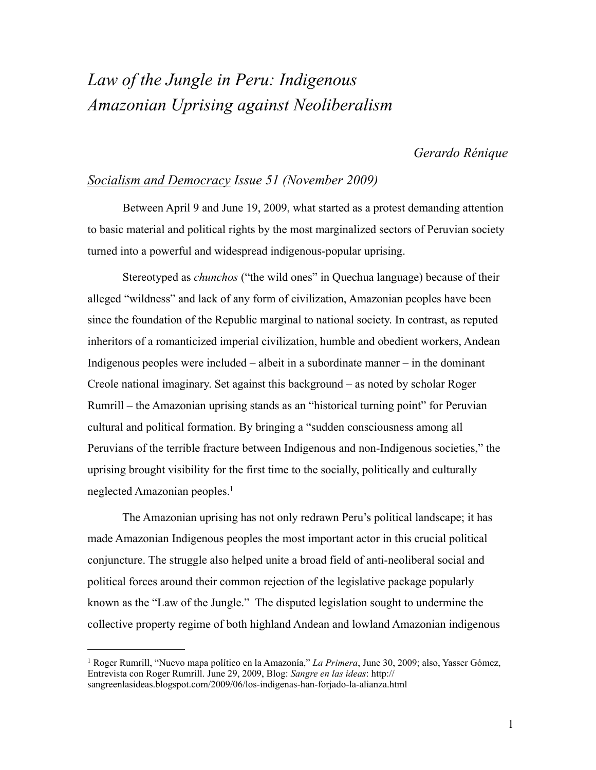# *Law of the Jungle in Peru: Indigenous Amazonian Uprising against Neoliberalism*

*Gerardo Rénique*

Socialism and Democracy *Issue 51 (November 2009)*

Between April 9 and June 19, 2009, what started as a protest demanding attention to basic material and political rights by the most marginalized sectors of Peruvian society turned into a powerful and widespread indigenous-popular uprising.

Stereotyped as *chunchos* ("the wild ones" in Quechua language) because of their alleged "wildness" and lack of any form of civilization, Amazonian peoples have been since the foundation of the Republic marginal to national society. In contrast, as reputed inheritors of a romanticized imperial civilization, humble and obedient workers, Andean Indigenous peoples were included – albeit in a subordinate manner – in the dominant Creole national imaginary. Set against this background – as noted by scholar Roger Rumrill – the Amazonian uprising stands as an "historical turning point" for Peruvian cultural and political formation. By bringing a "sudden consciousness among all Peruvians of the terrible fracture between Indigenous and non-Indigenous societies," the uprising brought visibility for the first time to the socially, politically and culturally neglected Amazonian peoples.[1]

The Amazonian uprising has not only redrawn Peru's political landscape; it has made Amazonian Indigenous peoples the most important actor in this crucial political conjuncture. The struggle also helped unite a broad field of anti-neoliberal social and political forces around their common rejection of the legislative package popularly known as the "Law of the Jungle." The disputed legislation sought to undermine the collective property regime of both highland Andean and lowland Amazonian indigenous

[1] Roger Rumrill, "Nuevo mapa político en la Amazonía," *La Primera*, June 30, 2009; also, Yasser Gómez, Entrevista con Roger Rumrill. June 29, 2009, Blog: *Sangre en las ideas*: http://sangreenlasideas.blogspot.com/2009/06/los-indigenas-han-forjado-la-alianza.html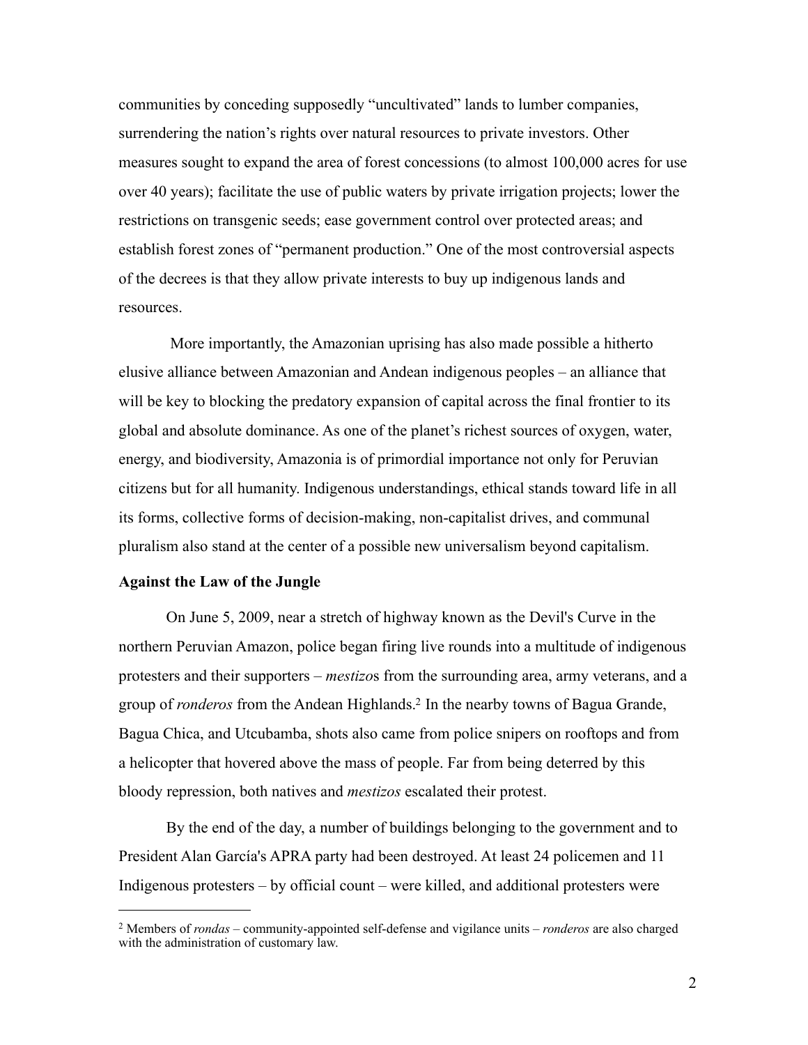communities by conceding supposedly "uncultivated" lands to lumber companies, surrendering the nation's rights over natural resources to private investors. Other measures sought to expand the area of forest concessions (to almost 100,000 acres for use over 40 years); facilitate the use of public waters by private irrigation projects; lower the restrictions on transgenic seeds; ease government control over protected areas; and establish forest zones of "permanent production." One of the most controversial aspects of the decrees is that they allow private interests to buy up indigenous lands and resources.

More importantly, the Amazonian uprising has also made possible a hitherto elusive alliance between Amazonian and Andean indigenous peoples – an alliance that will be key to blocking the predatory expansion of capital across the final frontier to its global and absolute dominance. As one of the planet's richest sources of oxygen, water, energy, and biodiversity, Amazonia is of primordial importance not only for Peruvian citizens but for all humanity. Indigenous understandings, ethical stands toward life in all its forms, collective forms of decision-making, non-capitalist drives, and communal pluralism also stand at the center of a possible new universalism beyond capitalism.

**Against the Law of the Jungle**

On June 5, 2009, near a stretch of highway known as the Devil's Curve in the northern Peruvian Amazon, police began firing live rounds into a multitude of indigenous protesters and their supporters – *mestizo*s from the surrounding area, army veterans, and a group of *ronderos* from the Andean Highlands.[2] In the nearby towns of Bagua Grande, Bagua Chica, and Utcubamba, shots also came from police snipers on rooftops and from a helicopter that hovered above the mass of people. Far from being deterred by this bloody repression, both natives and *mestizos* escalated their protest.

By the end of the day, a number of buildings belonging to the government and to President Alan García's APRA party had been destroyed. At least 24 policemen and 11 Indigenous protesters – by official count – were killed, and additional protesters were

---

[2] Members of *rondas* – community-appointed self-defense and vigilance units – *ronderos* are also charged with the administration of customary law.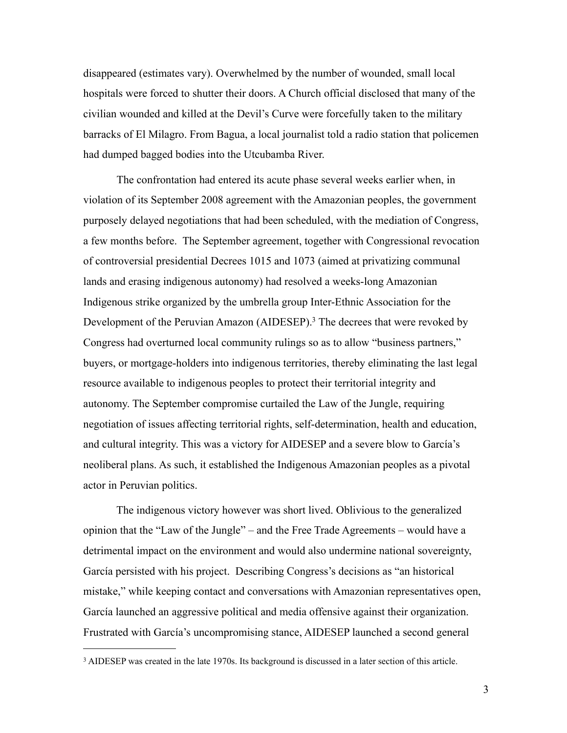disappeared (estimates vary). Overwhelmed by the number of wounded, small local hospitals were forced to shutter their doors. A Church official disclosed that many of the civilian wounded and killed at the Devil's Curve were forcefully taken to the military barracks of El Milagro. From Bagua, a local journalist told a radio station that policemen had dumped bagged bodies into the Utcubamba River.

The confrontation had entered its acute phase several weeks earlier when, in violation of its September 2008 agreement with the Amazonian peoples, the government purposely delayed negotiations that had been scheduled, with the mediation of Congress, a few months before. The September agreement, together with Congressional revocation of controversial presidential Decrees 1015 and 1073 (aimed at privatizing communal lands and erasing indigenous autonomy) had resolved a weeks-long Amazonian Indigenous strike organized by the umbrella group Inter-Ethnic Association for the Development of the Peruvian Amazon (AIDESEP).[3] The decrees that were revoked by Congress had overturned local community rulings so as to allow "business partners," buyers, or mortgage-holders into indigenous territories, thereby eliminating the last legal resource available to indigenous peoples to protect their territorial integrity and autonomy. The September compromise curtailed the Law of the Jungle, requiring negotiation of issues affecting territorial rights, self-determination, health and education, and cultural integrity. This was a victory for AIDESEP and a severe blow to García's neoliberal plans. As such, it established the Indigenous Amazonian peoples as a pivotal actor in Peruvian politics.

The indigenous victory however was short lived. Oblivious to the generalized opinion that the "Law of the Jungle" – and the Free Trade Agreements – would have a detrimental impact on the environment and would also undermine national sovereignty, García persisted with his project. Describing Congress's decisions as "an historical mistake," while keeping contact and conversations with Amazonian representatives open, García launched an aggressive political and media offensive against their organization. Frustrated with García's uncompromising stance, AIDESEP launched a second general

[3] AIDESEP was created in the late 1970s. Its background is discussed in a later section of this article.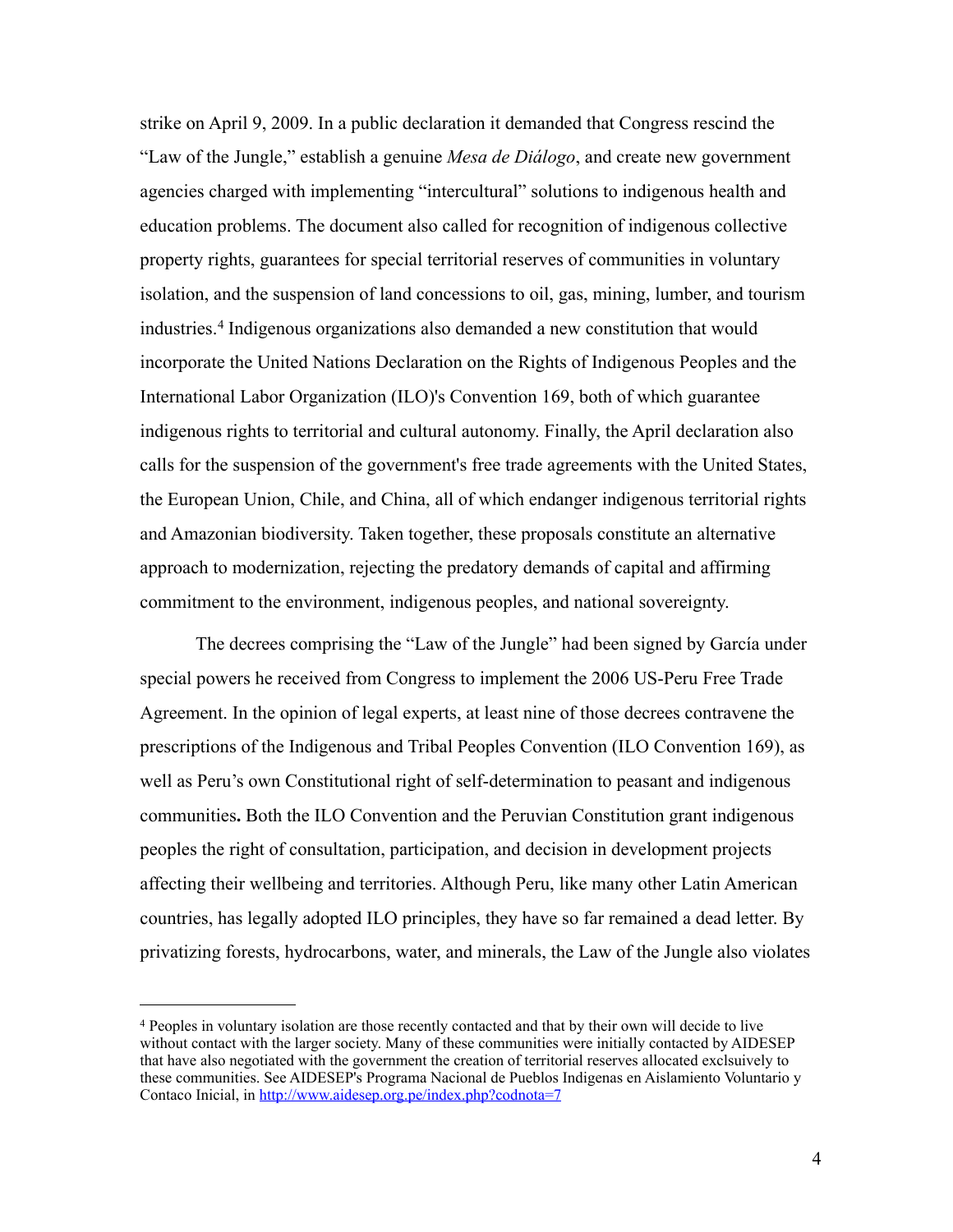strike on April 9, 2009. In a public declaration it demanded that Congress rescind the "Law of the Jungle," establish a genuine *Mesa de Diálogo*, and create new government agencies charged with implementing "intercultural" solutions to indigenous health and education problems. The document also called for recognition of indigenous collective property rights, guarantees for special territorial reserves of communities in voluntary isolation, and the suspension of land concessions to oil, gas, mining, lumber, and tourism industries.[4] Indigenous organizations also demanded a new constitution that would incorporate the United Nations Declaration on the Rights of Indigenous Peoples and the International Labor Organization (ILO)'s Convention 169, both of which guarantee indigenous rights to territorial and cultural autonomy. Finally, the April declaration also calls for the suspension of the government's free trade agreements with the United States, the European Union, Chile, and China, all of which endanger indigenous territorial rights and Amazonian biodiversity. Taken together, these proposals constitute an alternative approach to modernization, rejecting the predatory demands of capital and affirming commitment to the environment, indigenous peoples, and national sovereignty.

The decrees comprising the "Law of the Jungle" had been signed by García under special powers he received from Congress to implement the 2006 US-Peru Free Trade Agreement. In the opinion of legal experts, at least nine of those decrees contravene the prescriptions of the Indigenous and Tribal Peoples Convention (ILO Convention 169), as well as Peru's own Constitutional right of self-determination to peasant and indigenous communities**.** Both the ILO Convention and the Peruvian Constitution grant indigenous peoples the right of consultation, participation, and decision in development projects affecting their wellbeing and territories. Although Peru, like many other Latin American countries, has legally adopted ILO principles, they have so far remained a dead letter. By privatizing forests, hydrocarbons, water, and minerals, the Law of the Jungle also violates

---

[4] Peoples in voluntary isolation are those recently contacted and that by their own will decide to live without contact with the larger society. Many of these communities were initially contacted by AIDESEP that have also negotiated with the government the creation of territorial reserves allocated exclsuively to these communities. See AIDESEP's Programa Nacional de Pueblos Indigenas en Aislamiento Voluntario y Contaco Inicial, in http://www.aidesep.org.pe/index.php?codnota=7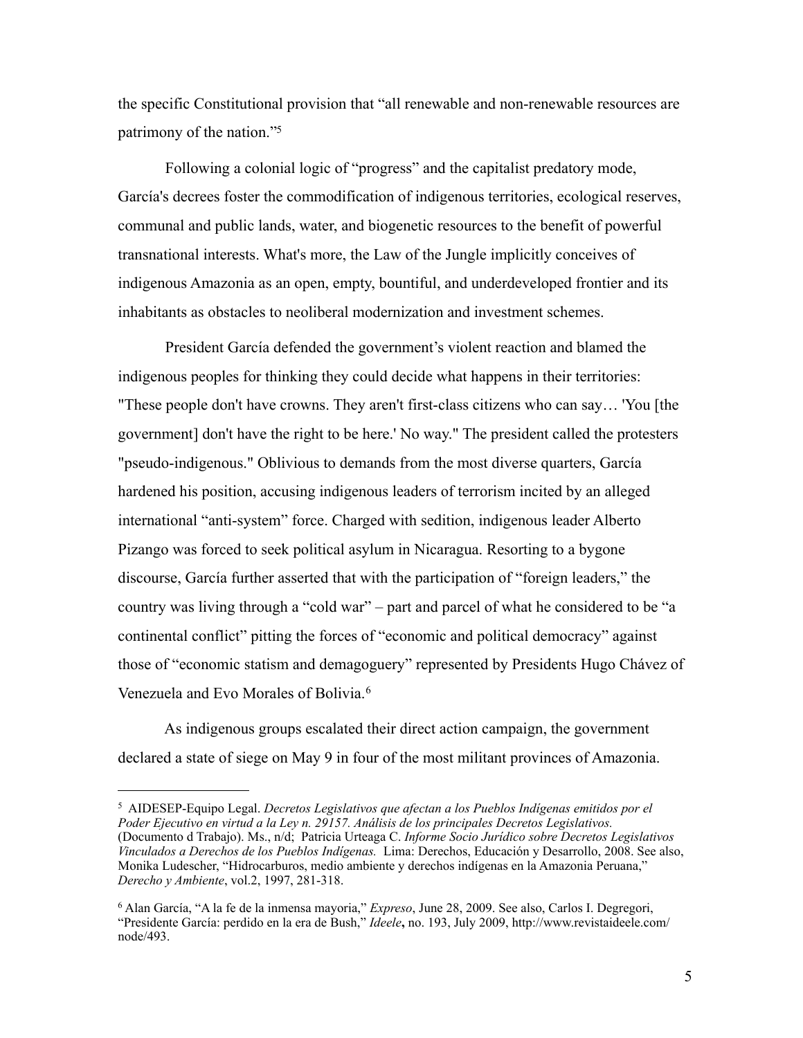the specific Constitutional provision that "all renewable and non-renewable resources are patrimony of the nation."[5]

Following a colonial logic of "progress" and the capitalist predatory mode, García's decrees foster the commodification of indigenous territories, ecological reserves, communal and public lands, water, and biogenetic resources to the benefit of powerful transnational interests. What's more, the Law of the Jungle implicitly conceives of indigenous Amazonia as an open, empty, bountiful, and underdeveloped frontier and its inhabitants as obstacles to neoliberal modernization and investment schemes.

President García defended the government's violent reaction and blamed the indigenous peoples for thinking they could decide what happens in their territories: "These people don't have crowns. They aren't first-class citizens who can say… 'You [the government] don't have the right to be here.' No way." The president called the protesters "pseudo-indigenous." Oblivious to demands from the most diverse quarters, García hardened his position, accusing indigenous leaders of terrorism incited by an alleged international "anti-system" force. Charged with sedition, indigenous leader Alberto Pizango was forced to seek political asylum in Nicaragua. Resorting to a bygone discourse, García further asserted that with the participation of "foreign leaders," the country was living through a "cold war" – part and parcel of what he considered to be "a continental conflict" pitting the forces of "economic and political democracy" against those of "economic statism and demagoguery" represented by Presidents Hugo Chávez of Venezuela and Evo Morales of Bolivia.[6]

As indigenous groups escalated their direct action campaign, the government declared a state of siege on May 9 in four of the most militant provinces of Amazonia.

---

[5] AIDESEP-Equipo Legal. *Decretos Legislativos que afectan a los Pueblos Indígenas emitidos por el Poder Ejecutivo en virtud a la Ley n. 29157. Análisis de los principales Decretos Legislativos.* (Documento d Trabajo). Ms., n/d; Patricia Urteaga C. *Informe Socio Jurídico sobre Decretos Legislativos Vinculados a Derechos de los Pueblos Indígenas.* Lima: Derechos, Educación y Desarrollo, 2008. See also, Monika Ludescher, "Hidrocarburos, medio ambiente y derechos indígenas en la Amazonia Peruana," *Derecho y Ambiente*, vol.2, 1997, 281-318.

[6] Alan García, "A la fe de la inmensa mayoria," *Expreso*, June 28, 2009. See also, Carlos I. Degregori, "Presidente García: perdido en la era de Bush," *Ideele*, no. 193, July 2009, http://www.revistaideele.com/node/493.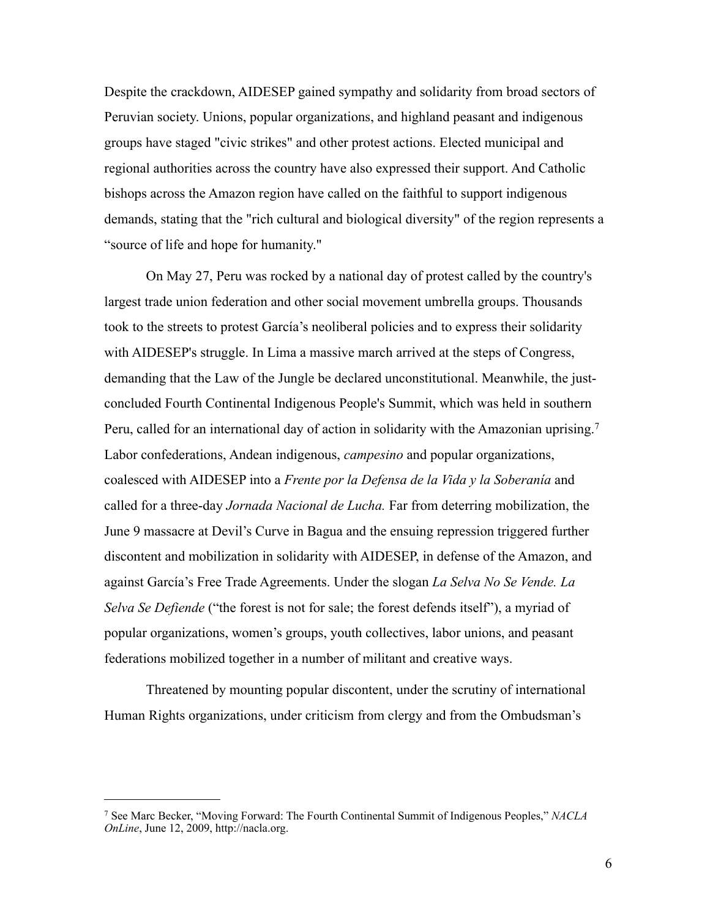Despite the crackdown, AIDESEP gained sympathy and solidarity from broad sectors of Peruvian society. Unions, popular organizations, and highland peasant and indigenous groups have staged "civic strikes" and other protest actions. Elected municipal and regional authorities across the country have also expressed their support. And Catholic bishops across the Amazon region have called on the faithful to support indigenous demands, stating that the "rich cultural and biological diversity" of the region represents a "source of life and hope for humanity."

On May 27, Peru was rocked by a national day of protest called by the country's largest trade union federation and other social movement umbrella groups. Thousands took to the streets to protest García's neoliberal policies and to express their solidarity with AIDESEP's struggle. In Lima a massive march arrived at the steps of Congress, demanding that the Law of the Jungle be declared unconstitutional. Meanwhile, the just-concluded Fourth Continental Indigenous People's Summit, which was held in southern Peru, called for an international day of action in solidarity with the Amazonian uprising.[7] Labor confederations, Andean indigenous, *campesino* and popular organizations, coalesced with AIDESEP into a *Frente por la Defensa de la Vida y la Soberanía* and called for a three-day *Jornada Nacional de Lucha.* Far from deterring mobilization, the June 9 massacre at Devil's Curve in Bagua and the ensuing repression triggered further discontent and mobilization in solidarity with AIDESEP, in defense of the Amazon, and against García's Free Trade Agreements. Under the slogan *La Selva No Se Vende. La Selva Se Defiende* ("the forest is not for sale; the forest defends itself"), a myriad of popular organizations, women's groups, youth collectives, labor unions, and peasant federations mobilized together in a number of militant and creative ways.

Threatened by mounting popular discontent, under the scrutiny of international Human Rights organizations, under criticism from clergy and from the Ombudsman's

---

[7] See Marc Becker, "Moving Forward: The Fourth Continental Summit of Indigenous Peoples," *NACLA OnLine*, June 12, 2009, http://nacla.org.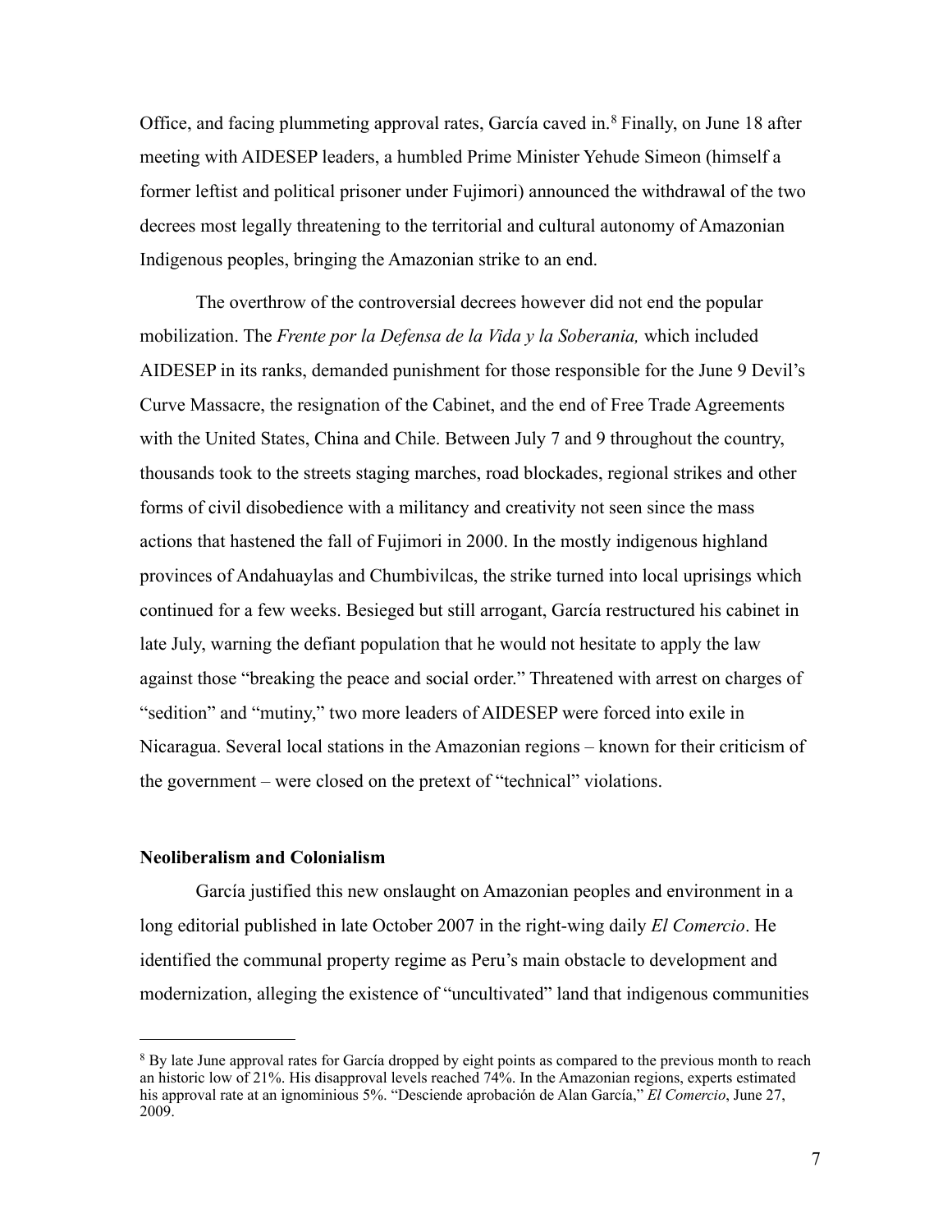Office, and facing plummeting approval rates, García caved in.[8] Finally, on June 18 after meeting with AIDESEP leaders, a humbled Prime Minister Yehude Simeon (himself a former leftist and political prisoner under Fujimori) announced the withdrawal of the two decrees most legally threatening to the territorial and cultural autonomy of Amazonian Indigenous peoples, bringing the Amazonian strike to an end.

The overthrow of the controversial decrees however did not end the popular mobilization. The *Frente por la Defensa de la Vida y la Soberania,* which included AIDESEP in its ranks, demanded punishment for those responsible for the June 9 Devil's Curve Massacre, the resignation of the Cabinet, and the end of Free Trade Agreements with the United States, China and Chile. Between July 7 and 9 throughout the country, thousands took to the streets staging marches, road blockades, regional strikes and other forms of civil disobedience with a militancy and creativity not seen since the mass actions that hastened the fall of Fujimori in 2000. In the mostly indigenous highland provinces of Andahuaylas and Chumbivilcas, the strike turned into local uprisings which continued for a few weeks. Besieged but still arrogant, García restructured his cabinet in late July, warning the defiant population that he would not hesitate to apply the law against those "breaking the peace and social order." Threatened with arrest on charges of "sedition" and "mutiny," two more leaders of AIDESEP were forced into exile in Nicaragua. Several local stations in the Amazonian regions – known for their criticism of the government – were closed on the pretext of "technical" violations.

### Neoliberalism and Colonialism

García justified this new onslaught on Amazonian peoples and environment in a long editorial published in late October 2007 in the right-wing daily *El Comercio*. He identified the communal property regime as Peru's main obstacle to development and modernization, alleging the existence of "uncultivated" land that indigenous communities

---

[8] By late June approval rates for García dropped by eight points as compared to the previous month to reach an historic low of 21%. His disapproval levels reached 74%. In the Amazonian regions, experts estimated his approval rate at an ignominious 5%. "Desciende aprobación de Alan García," *El Comercio*, June 27, 2009.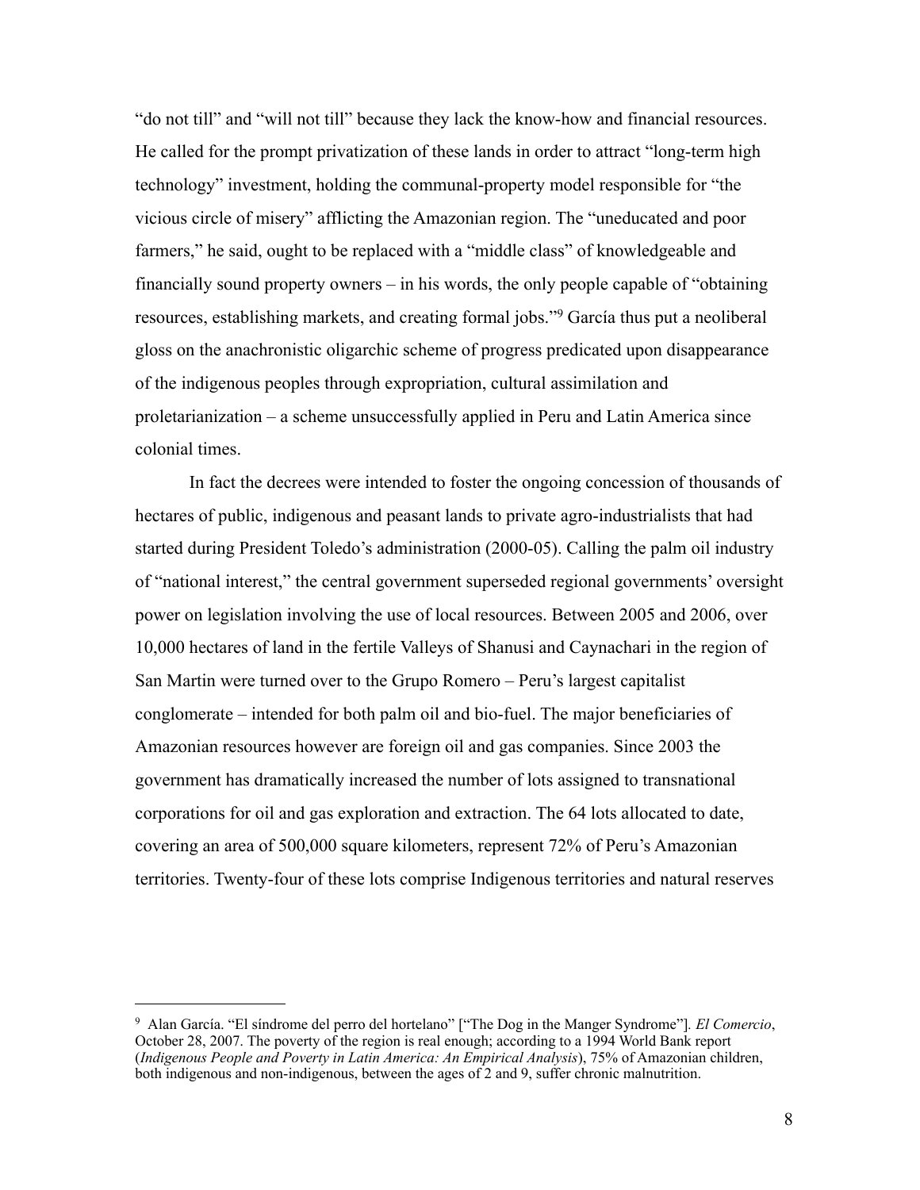"do not till" and "will not till" because they lack the know-how and financial resources. He called for the prompt privatization of these lands in order to attract "long-term high technology" investment, holding the communal-property model responsible for "the vicious circle of misery" afflicting the Amazonian region. The "uneducated and poor farmers," he said, ought to be replaced with a "middle class" of knowledgeable and financially sound property owners – in his words, the only people capable of "obtaining resources, establishing markets, and creating formal jobs."[9] García thus put a neoliberal gloss on the anachronistic oligarchic scheme of progress predicated upon disappearance of the indigenous peoples through expropriation, cultural assimilation and proletarianization – a scheme unsuccessfully applied in Peru and Latin America since colonial times.

In fact the decrees were intended to foster the ongoing concession of thousands of hectares of public, indigenous and peasant lands to private agro-industrialists that had started during President Toledo's administration (2000-05). Calling the palm oil industry of "national interest," the central government superseded regional governments' oversight power on legislation involving the use of local resources. Between 2005 and 2006, over 10,000 hectares of land in the fertile Valleys of Shanusi and Caynachari in the region of San Martin were turned over to the Grupo Romero – Peru's largest capitalist conglomerate – intended for both palm oil and bio-fuel. The major beneficiaries of Amazonian resources however are foreign oil and gas companies. Since 2003 the government has dramatically increased the number of lots assigned to transnational corporations for oil and gas exploration and extraction. The 64 lots allocated to date, covering an area of 500,000 square kilometers, represent 72% of Peru's Amazonian territories. Twenty-four of these lots comprise Indigenous territories and natural reserves

---

[9] Alan García. "El síndrome del perro del hortelano" ["The Dog in the Manger Syndrome"]. *El Comercio*, October 28, 2007. The poverty of the region is real enough; according to a 1994 World Bank report (*Indigenous People and Poverty in Latin America: An Empirical Analysis*), 75% of Amazonian children, both indigenous and non-indigenous, between the ages of 2 and 9, suffer chronic malnutrition.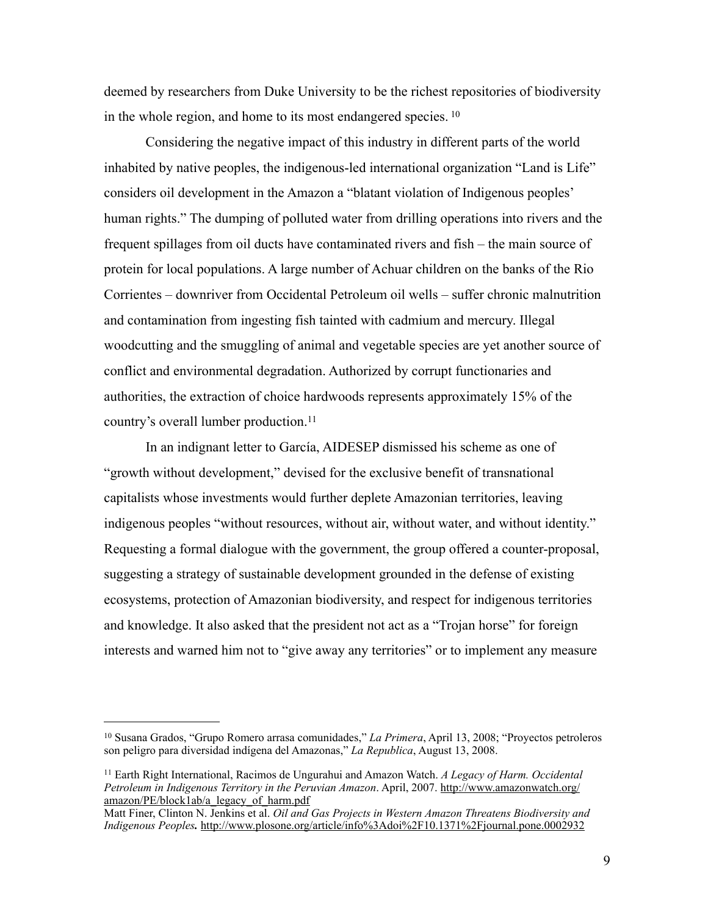deemed by researchers from Duke University to be the richest repositories of biodiversity in the whole region, and home to its most endangered species. [10]

Considering the negative impact of this industry in different parts of the world inhabited by native peoples, the indigenous-led international organization "Land is Life" considers oil development in the Amazon a "blatant violation of Indigenous peoples' human rights." The dumping of polluted water from drilling operations into rivers and the frequent spillages from oil ducts have contaminated rivers and fish – the main source of protein for local populations. A large number of Achuar children on the banks of the Rio Corrientes – downriver from Occidental Petroleum oil wells – suffer chronic malnutrition and contamination from ingesting fish tainted with cadmium and mercury. Illegal woodcutting and the smuggling of animal and vegetable species are yet another source of conflict and environmental degradation. Authorized by corrupt functionaries and authorities, the extraction of choice hardwoods represents approximately 15% of the country's overall lumber production.[11]

In an indignant letter to García, AIDESEP dismissed his scheme as one of "growth without development," devised for the exclusive benefit of transnational capitalists whose investments would further deplete Amazonian territories, leaving indigenous peoples "without resources, without air, without water, and without identity." Requesting a formal dialogue with the government, the group offered a counter-proposal, suggesting a strategy of sustainable development grounded in the defense of existing ecosystems, protection of Amazonian biodiversity, and respect for indigenous territories and knowledge. It also asked that the president not act as a "Trojan horse" for foreign interests and warned him not to "give away any territories" or to implement any measure

---

[10] Susana Grados, "Grupo Romero arrasa comunidades," *La Primera*, April 13, 2008; "Proyectos petroleros son peligro para diversidad indígena del Amazonas," *La Republica*, August 13, 2008.

[11] Earth Right International, Racimos de Ungurahui and Amazon Watch. *A Legacy of Harm. Occidental Petroleum in Indigenous Territory in the Peruvian Amazon*. April, 2007. http://www.amazonwatch.org/amazon/PE/block1ab/a_legacy_of_harm.pdf
Matt Finer, Clinton N. Jenkins et al. *Oil and Gas Projects in Western Amazon Threatens Biodiversity and Indigenous Peoples.* http://www.plosone.org/article/info%3Adoi%2F10.1371%2Fjournal.pone.0002932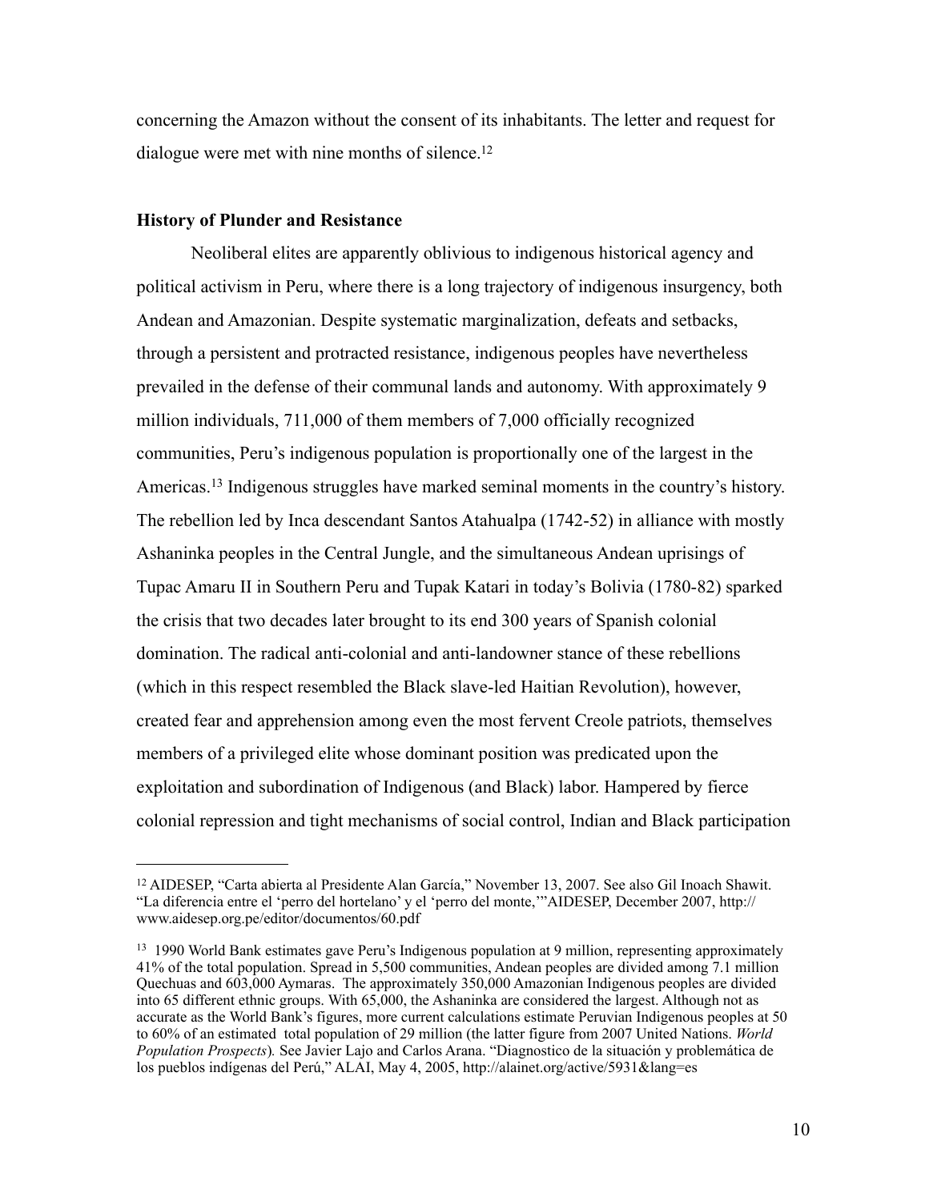concerning the Amazon without the consent of its inhabitants. The letter and request for dialogue were met with nine months of silence.[12]

**History of Plunder and Resistance**

Neoliberal elites are apparently oblivious to indigenous historical agency and political activism in Peru, where there is a long trajectory of indigenous insurgency, both Andean and Amazonian. Despite systematic marginalization, defeats and setbacks, through a persistent and protracted resistance, indigenous peoples have nevertheless prevailed in the defense of their communal lands and autonomy. With approximately 9 million individuals, 711,000 of them members of 7,000 officially recognized communities, Peru's indigenous population is proportionally one of the largest in the Americas.[13] Indigenous struggles have marked seminal moments in the country's history. The rebellion led by Inca descendant Santos Atahualpa (1742-52) in alliance with mostly Ashaninka peoples in the Central Jungle, and the simultaneous Andean uprisings of Tupac Amaru II in Southern Peru and Tupak Katari in today's Bolivia (1780-82) sparked the crisis that two decades later brought to its end 300 years of Spanish colonial domination. The radical anti-colonial and anti-landowner stance of these rebellions (which in this respect resembled the Black slave-led Haitian Revolution), however, created fear and apprehension among even the most fervent Creole patriots, themselves members of a privileged elite whose dominant position was predicated upon the exploitation and subordination of Indigenous (and Black) labor. Hampered by fierce colonial repression and tight mechanisms of social control, Indian and Black participation

---

[12] AIDESEP, "Carta abierta al Presidente Alan García," November 13, 2007. See also Gil Inoach Shawit. "La diferencia entre el 'perro del hortelano' y el 'perro del monte,'"AIDESEP, December 2007, http://www.aidesep.org.pe/editor/documentos/60.pdf

[13] 1990 World Bank estimates gave Peru's Indigenous population at 9 million, representing approximately 41% of the total population. Spread in 5,500 communities, Andean peoples are divided among 7.1 million Quechuas and 603,000 Aymaras. The approximately 350,000 Amazonian Indigenous peoples are divided into 65 different ethnic groups. With 65,000, the Ashaninka are considered the largest. Although not as accurate as the World Bank's figures, more current calculations estimate Peruvian Indigenous peoples at 50 to 60% of an estimated total population of 29 million (the latter figure from 2007 United Nations. *World Population Prospects*). See Javier Lajo and Carlos Arana. "Diagnostico de la situación y problemática de los pueblos indígenas del Perú," ALAI, May 4, 2005, http://alainet.org/active/5931&lang=es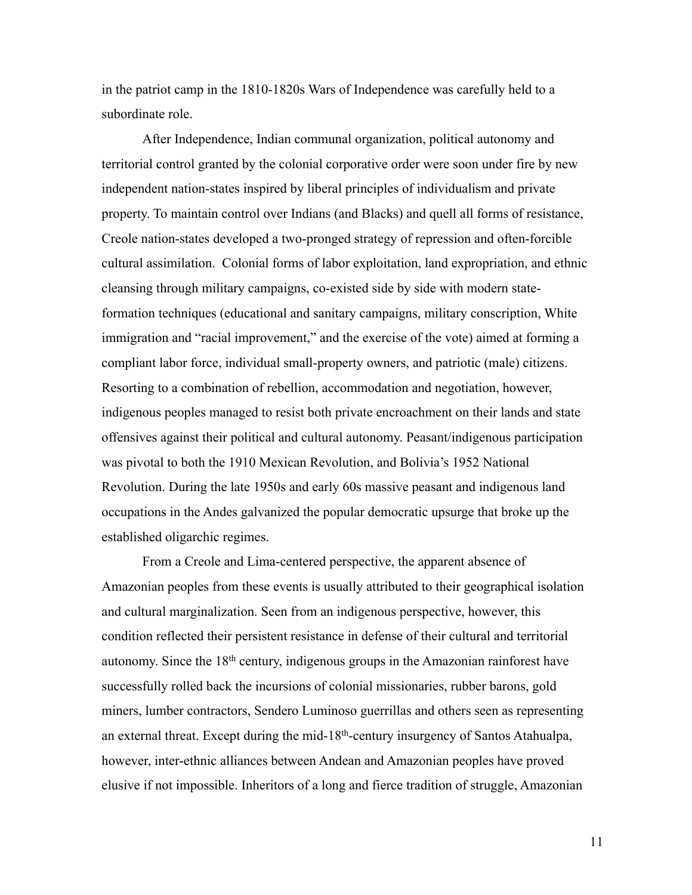in the patriot camp in the 1810-1820s Wars of Independence was carefully held to a subordinate role.

After Independence, Indian communal organization, political autonomy and territorial control granted by the colonial corporative order were soon under fire by new independent nation-states inspired by liberal principles of individualism and private property. To maintain control over Indians (and Blacks) and quell all forms of resistance, Creole nation-states developed a two-pronged strategy of repression and often-forcible cultural assimilation. Colonial forms of labor exploitation, land expropriation, and ethnic cleansing through military campaigns, co-existed side by side with modern state-formation techniques (educational and sanitary campaigns, military conscription, White immigration and "racial improvement," and the exercise of the vote) aimed at forming a compliant labor force, individual small-property owners, and patriotic (male) citizens. Resorting to a combination of rebellion, accommodation and negotiation, however, indigenous peoples managed to resist both private encroachment on their lands and state offensives against their political and cultural autonomy. Peasant/indigenous participation was pivotal to both the 1910 Mexican Revolution, and Bolivia's 1952 National Revolution. During the late 1950s and early 60s massive peasant and indigenous land occupations in the Andes galvanized the popular democratic upsurge that broke up the established oligarchic regimes.

From a Creole and Lima-centered perspective, the apparent absence of Amazonian peoples from these events is usually attributed to their geographical isolation and cultural marginalization. Seen from an indigenous perspective, however, this condition reflected their persistent resistance in defense of their cultural and territorial autonomy. Since the 18th century, indigenous groups in the Amazonian rainforest have successfully rolled back the incursions of colonial missionaries, rubber barons, gold miners, lumber contractors, Sendero Luminoso guerrillas and others seen as representing an external threat. Except during the mid-18th-century insurgency of Santos Atahualpa, however, inter-ethnic alliances between Andean and Amazonian peoples have proved elusive if not impossible. Inheritors of a long and fierce tradition of struggle, Amazonian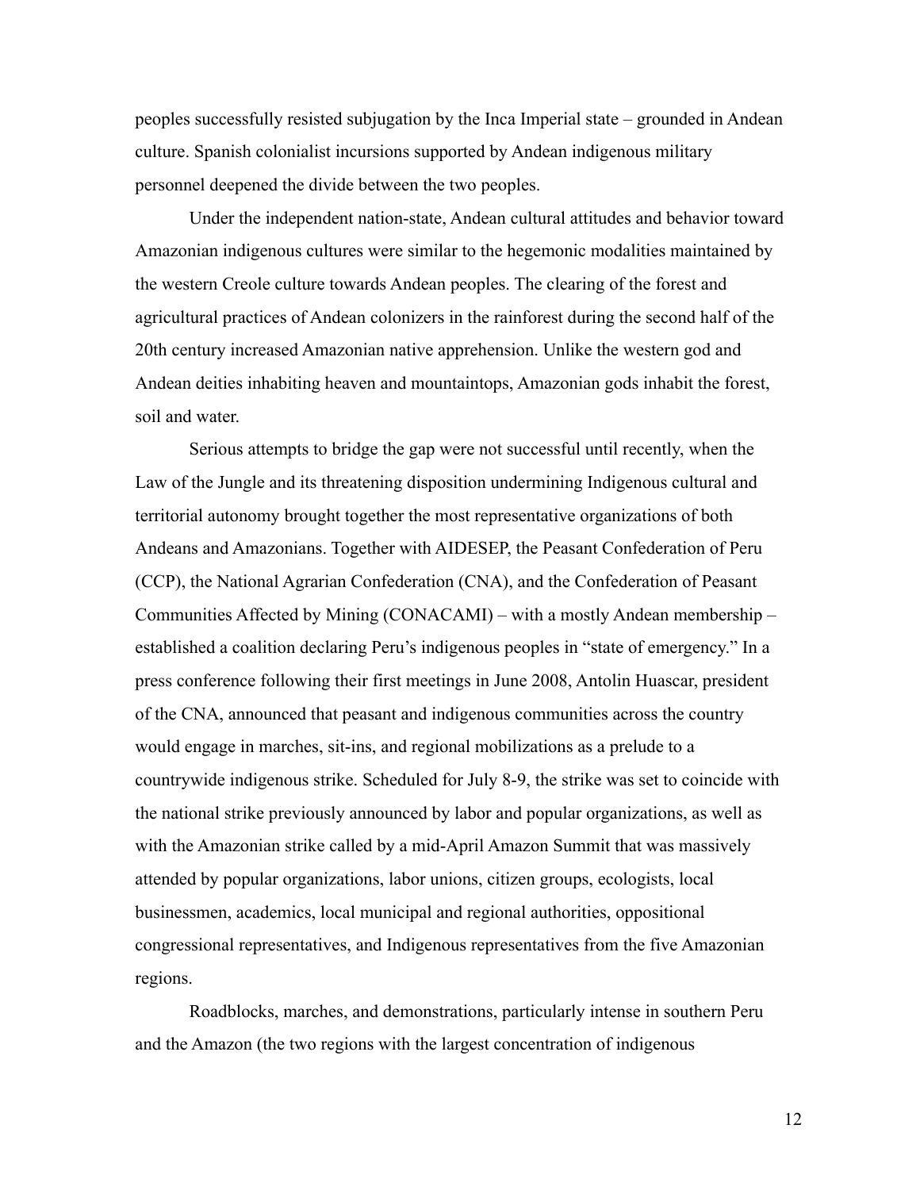peoples successfully resisted subjugation by the Inca Imperial state – grounded in Andean culture. Spanish colonialist incursions supported by Andean indigenous military personnel deepened the divide between the two peoples.

Under the independent nation-state, Andean cultural attitudes and behavior toward Amazonian indigenous cultures were similar to the hegemonic modalities maintained by the western Creole culture towards Andean peoples. The clearing of the forest and agricultural practices of Andean colonizers in the rainforest during the second half of the 20th century increased Amazonian native apprehension. Unlike the western god and Andean deities inhabiting heaven and mountaintops, Amazonian gods inhabit the forest, soil and water.

Serious attempts to bridge the gap were not successful until recently, when the Law of the Jungle and its threatening disposition undermining Indigenous cultural and territorial autonomy brought together the most representative organizations of both Andeans and Amazonians. Together with AIDESEP, the Peasant Confederation of Peru (CCP), the National Agrarian Confederation (CNA), and the Confederation of Peasant Communities Affected by Mining (CONACAMI) – with a mostly Andean membership – established a coalition declaring Peru's indigenous peoples in "state of emergency." In a press conference following their first meetings in June 2008, Antolin Huascar, president of the CNA, announced that peasant and indigenous communities across the country would engage in marches, sit-ins, and regional mobilizations as a prelude to a countrywide indigenous strike. Scheduled for July 8-9, the strike was set to coincide with the national strike previously announced by labor and popular organizations, as well as with the Amazonian strike called by a mid-April Amazon Summit that was massively attended by popular organizations, labor unions, citizen groups, ecologists, local businessmen, academics, local municipal and regional authorities, oppositional congressional representatives, and Indigenous representatives from the five Amazonian regions.

Roadblocks, marches, and demonstrations, particularly intense in southern Peru and the Amazon (the two regions with the largest concentration of indigenous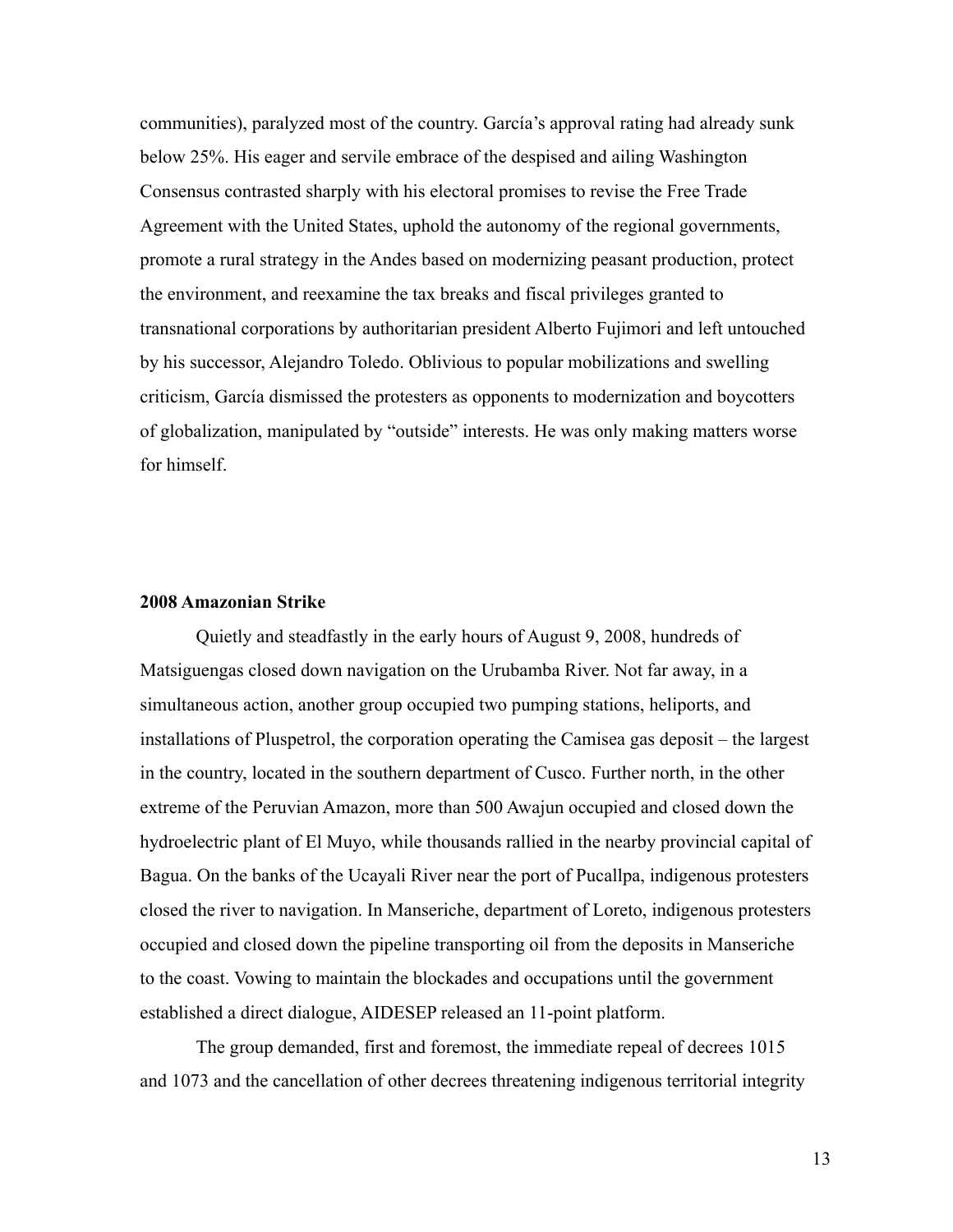communities), paralyzed most of the country. García's approval rating had already sunk below 25%. His eager and servile embrace of the despised and ailing Washington Consensus contrasted sharply with his electoral promises to revise the Free Trade Agreement with the United States, uphold the autonomy of the regional governments, promote a rural strategy in the Andes based on modernizing peasant production, protect the environment, and reexamine the tax breaks and fiscal privileges granted to transnational corporations by authoritarian president Alberto Fujimori and left untouched by his successor, Alejandro Toledo. Oblivious to popular mobilizations and swelling criticism, García dismissed the protesters as opponents to modernization and boycotters of globalization, manipulated by "outside" interests. He was only making matters worse for himself.

**2008 Amazonian Strike**

Quietly and steadfastly in the early hours of August 9, 2008, hundreds of Matsiguengas closed down navigation on the Urubamba River. Not far away, in a simultaneous action, another group occupied two pumping stations, heliports, and installations of Pluspetrol, the corporation operating the Camisea gas deposit – the largest in the country, located in the southern department of Cusco. Further north, in the other extreme of the Peruvian Amazon, more than 500 Awajun occupied and closed down the hydroelectric plant of El Muyo, while thousands rallied in the nearby provincial capital of Bagua. On the banks of the Ucayali River near the port of Pucallpa, indigenous protesters closed the river to navigation. In Manseriche, department of Loreto, indigenous protesters occupied and closed down the pipeline transporting oil from the deposits in Manseriche to the coast. Vowing to maintain the blockades and occupations until the government established a direct dialogue, AIDESEP released an 11-point platform.

The group demanded, first and foremost, the immediate repeal of decrees 1015 and 1073 and the cancellation of other decrees threatening indigenous territorial integrity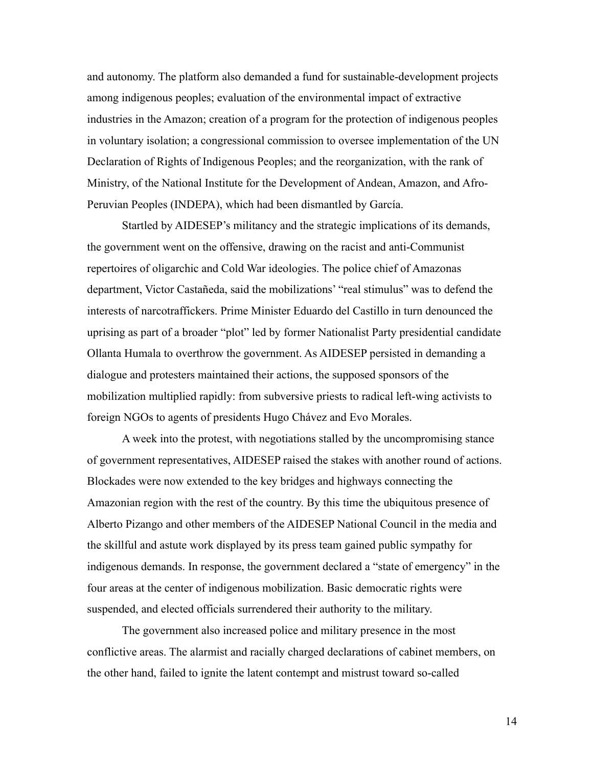and autonomy. The platform also demanded a fund for sustainable-development projects among indigenous peoples; evaluation of the environmental impact of extractive industries in the Amazon; creation of a program for the protection of indigenous peoples in voluntary isolation; a congressional commission to oversee implementation of the UN Declaration of Rights of Indigenous Peoples; and the reorganization, with the rank of Ministry, of the National Institute for the Development of Andean, Amazon, and Afro-Peruvian Peoples (INDEPA), which had been dismantled by García.

Startled by AIDESEP's militancy and the strategic implications of its demands, the government went on the offensive, drawing on the racist and anti-Communist repertoires of oligarchic and Cold War ideologies. The police chief of Amazonas department, Victor Castañeda, said the mobilizations' "real stimulus" was to defend the interests of narcotraffickers. Prime Minister Eduardo del Castillo in turn denounced the uprising as part of a broader "plot" led by former Nationalist Party presidential candidate Ollanta Humala to overthrow the government. As AIDESEP persisted in demanding a dialogue and protesters maintained their actions, the supposed sponsors of the mobilization multiplied rapidly: from subversive priests to radical left-wing activists to foreign NGOs to agents of presidents Hugo Chávez and Evo Morales.

A week into the protest, with negotiations stalled by the uncompromising stance of government representatives, AIDESEP raised the stakes with another round of actions. Blockades were now extended to the key bridges and highways connecting the Amazonian region with the rest of the country. By this time the ubiquitous presence of Alberto Pizango and other members of the AIDESEP National Council in the media and the skillful and astute work displayed by its press team gained public sympathy for indigenous demands. In response, the government declared a "state of emergency" in the four areas at the center of indigenous mobilization. Basic democratic rights were suspended, and elected officials surrendered their authority to the military.

The government also increased police and military presence in the most conflictive areas. The alarmist and racially charged declarations of cabinet members, on the other hand, failed to ignite the latent contempt and mistrust toward so-called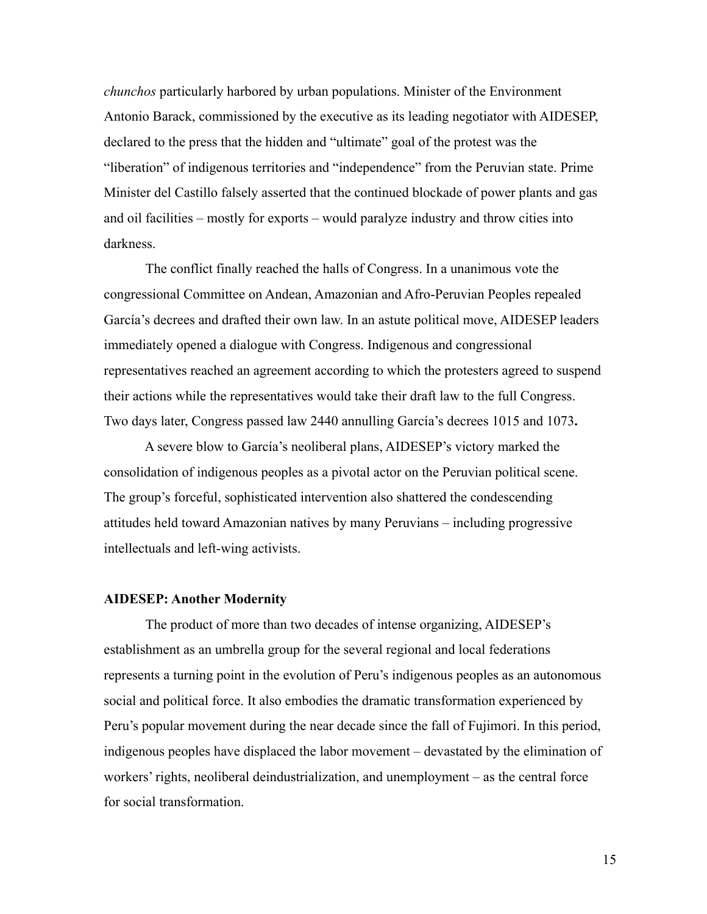*chunchos* particularly harbored by urban populations. Minister of the Environment Antonio Barack, commissioned by the executive as its leading negotiator with AIDESEP, declared to the press that the hidden and "ultimate" goal of the protest was the "liberation" of indigenous territories and "independence" from the Peruvian state. Prime Minister del Castillo falsely asserted that the continued blockade of power plants and gas and oil facilities – mostly for exports – would paralyze industry and throw cities into darkness.

The conflict finally reached the halls of Congress. In a unanimous vote the congressional Committee on Andean, Amazonian and Afro-Peruvian Peoples repealed García's decrees and drafted their own law. In an astute political move, AIDESEP leaders immediately opened a dialogue with Congress. Indigenous and congressional representatives reached an agreement according to which the protesters agreed to suspend their actions while the representatives would take their draft law to the full Congress. Two days later, Congress passed law 2440 annulling García's decrees 1015 and 1073**.**

A severe blow to García's neoliberal plans, AIDESEP's victory marked the consolidation of indigenous peoples as a pivotal actor on the Peruvian political scene. The group's forceful, sophisticated intervention also shattered the condescending attitudes held toward Amazonian natives by many Peruvians – including progressive intellectuals and left-wing activists.

## AIDESEP: Another Modernity

The product of more than two decades of intense organizing, AIDESEP's establishment as an umbrella group for the several regional and local federations represents a turning point in the evolution of Peru's indigenous peoples as an autonomous social and political force. It also embodies the dramatic transformation experienced by Peru's popular movement during the near decade since the fall of Fujimori. In this period, indigenous peoples have displaced the labor movement – devastated by the elimination of workers' rights, neoliberal deindustrialization, and unemployment – as the central force for social transformation.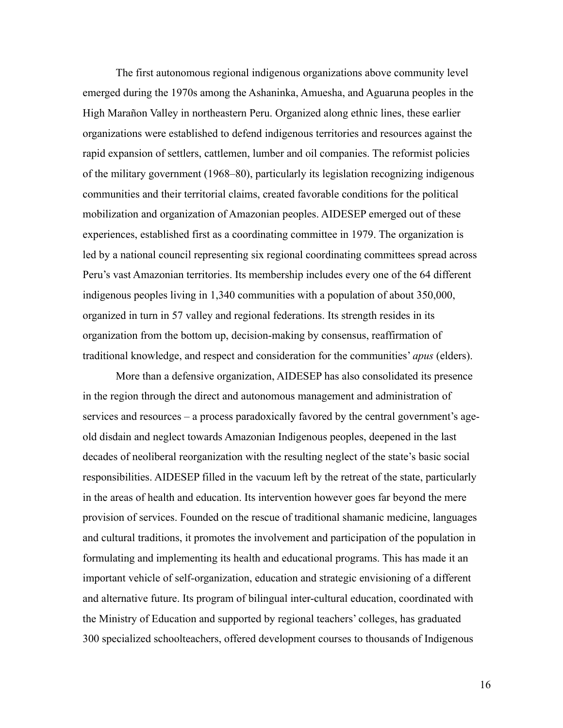The first autonomous regional indigenous organizations above community level emerged during the 1970s among the Ashaninka, Amuesha, and Aguaruna peoples in the High Marañon Valley in northeastern Peru. Organized along ethnic lines, these earlier organizations were established to defend indigenous territories and resources against the rapid expansion of settlers, cattlemen, lumber and oil companies. The reformist policies of the military government (1968–80), particularly its legislation recognizing indigenous communities and their territorial claims, created favorable conditions for the political mobilization and organization of Amazonian peoples. AIDESEP emerged out of these experiences, established first as a coordinating committee in 1979. The organization is led by a national council representing six regional coordinating committees spread across Peru's vast Amazonian territories. Its membership includes every one of the 64 different indigenous peoples living in 1,340 communities with a population of about 350,000, organized in turn in 57 valley and regional federations. Its strength resides in its organization from the bottom up, decision-making by consensus, reaffirmation of traditional knowledge, and respect and consideration for the communities' *apus* (elders).

More than a defensive organization, AIDESEP has also consolidated its presence in the region through the direct and autonomous management and administration of services and resources – a process paradoxically favored by the central government's age-old disdain and neglect towards Amazonian Indigenous peoples, deepened in the last decades of neoliberal reorganization with the resulting neglect of the state's basic social responsibilities. AIDESEP filled in the vacuum left by the retreat of the state, particularly in the areas of health and education. Its intervention however goes far beyond the mere provision of services. Founded on the rescue of traditional shamanic medicine, languages and cultural traditions, it promotes the involvement and participation of the population in formulating and implementing its health and educational programs. This has made it an important vehicle of self-organization, education and strategic envisioning of a different and alternative future. Its program of bilingual inter-cultural education, coordinated with the Ministry of Education and supported by regional teachers' colleges, has graduated 300 specialized schoolteachers, offered development courses to thousands of Indigenous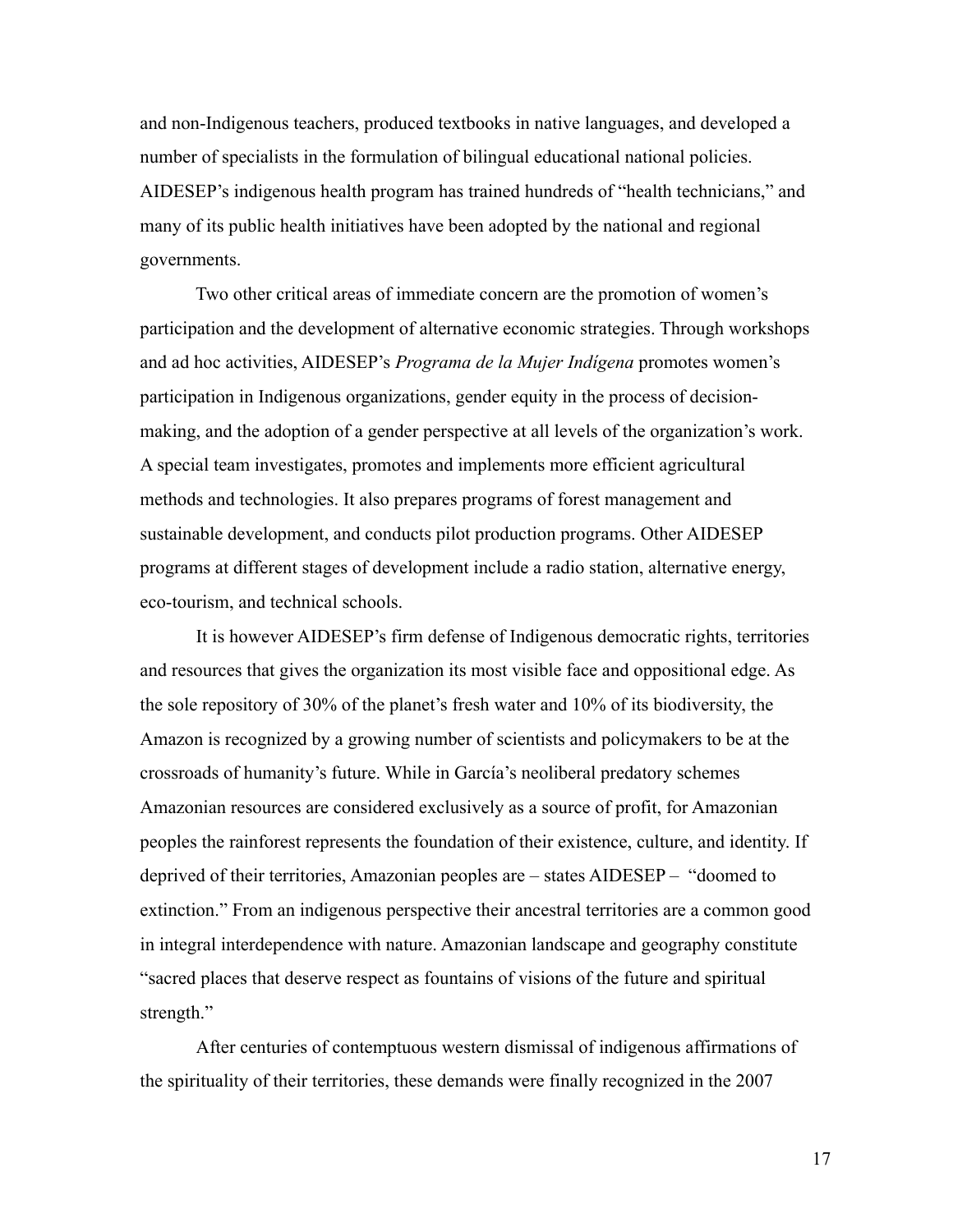and non-Indigenous teachers, produced textbooks in native languages, and developed a number of specialists in the formulation of bilingual educational national policies. AIDESEP's indigenous health program has trained hundreds of "health technicians," and many of its public health initiatives have been adopted by the national and regional governments.

Two other critical areas of immediate concern are the promotion of women's participation and the development of alternative economic strategies. Through workshops and ad hoc activities, AIDESEP's *Programa de la Mujer Indígena* promotes women's participation in Indigenous organizations, gender equity in the process of decision-making, and the adoption of a gender perspective at all levels of the organization's work. A special team investigates, promotes and implements more efficient agricultural methods and technologies. It also prepares programs of forest management and sustainable development, and conducts pilot production programs. Other AIDESEP programs at different stages of development include a radio station, alternative energy, eco-tourism, and technical schools.

It is however AIDESEP's firm defense of Indigenous democratic rights, territories and resources that gives the organization its most visible face and oppositional edge. As the sole repository of 30% of the planet's fresh water and 10% of its biodiversity, the Amazon is recognized by a growing number of scientists and policymakers to be at the crossroads of humanity's future. While in García's neoliberal predatory schemes Amazonian resources are considered exclusively as a source of profit, for Amazonian peoples the rainforest represents the foundation of their existence, culture, and identity. If deprived of their territories, Amazonian peoples are – states AIDESEP – "doomed to extinction." From an indigenous perspective their ancestral territories are a common good in integral interdependence with nature. Amazonian landscape and geography constitute "sacred places that deserve respect as fountains of visions of the future and spiritual strength."

After centuries of contemptuous western dismissal of indigenous affirmations of the spirituality of their territories, these demands were finally recognized in the 2007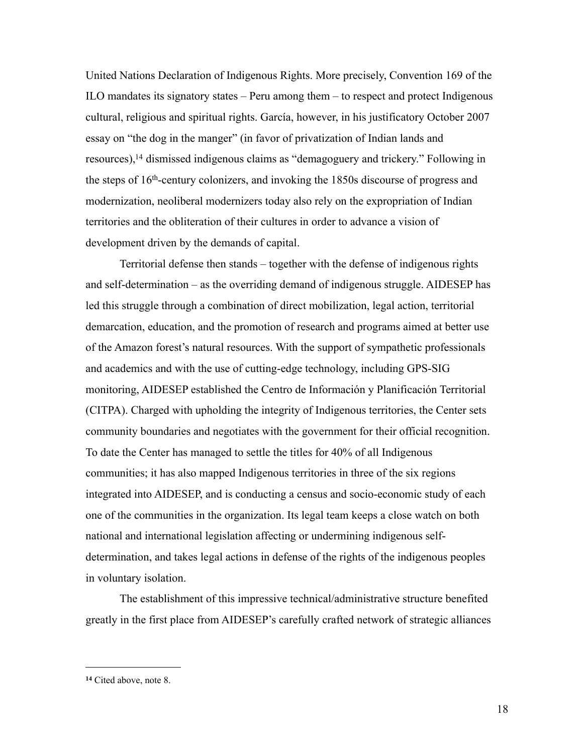United Nations Declaration of Indigenous Rights. More precisely, Convention 169 of the ILO mandates its signatory states – Peru among them – to respect and protect Indigenous cultural, religious and spiritual rights. García, however, in his justificatory October 2007 essay on "the dog in the manger" (in favor of privatization of Indian lands and resources),[14] dismissed indigenous claims as "demagoguery and trickery." Following in the steps of 16th-century colonizers, and invoking the 1850s discourse of progress and modernization, neoliberal modernizers today also rely on the expropriation of Indian territories and the obliteration of their cultures in order to advance a vision of development driven by the demands of capital.

Territorial defense then stands – together with the defense of indigenous rights and self-determination – as the overriding demand of indigenous struggle. AIDESEP has led this struggle through a combination of direct mobilization, legal action, territorial demarcation, education, and the promotion of research and programs aimed at better use of the Amazon forest's natural resources. With the support of sympathetic professionals and academics and with the use of cutting-edge technology, including GPS-SIG monitoring, AIDESEP established the Centro de Información y Planificación Territorial (CITPA). Charged with upholding the integrity of Indigenous territories, the Center sets community boundaries and negotiates with the government for their official recognition. To date the Center has managed to settle the titles for 40% of all Indigenous communities; it has also mapped Indigenous territories in three of the six regions integrated into AIDESEP, and is conducting a census and socio-economic study of each one of the communities in the organization. Its legal team keeps a close watch on both national and international legislation affecting or undermining indigenous self-determination, and takes legal actions in defense of the rights of the indigenous peoples in voluntary isolation.

The establishment of this impressive technical/administrative structure benefited greatly in the first place from AIDESEP's carefully crafted network of strategic alliances

[14] Cited above, note 8.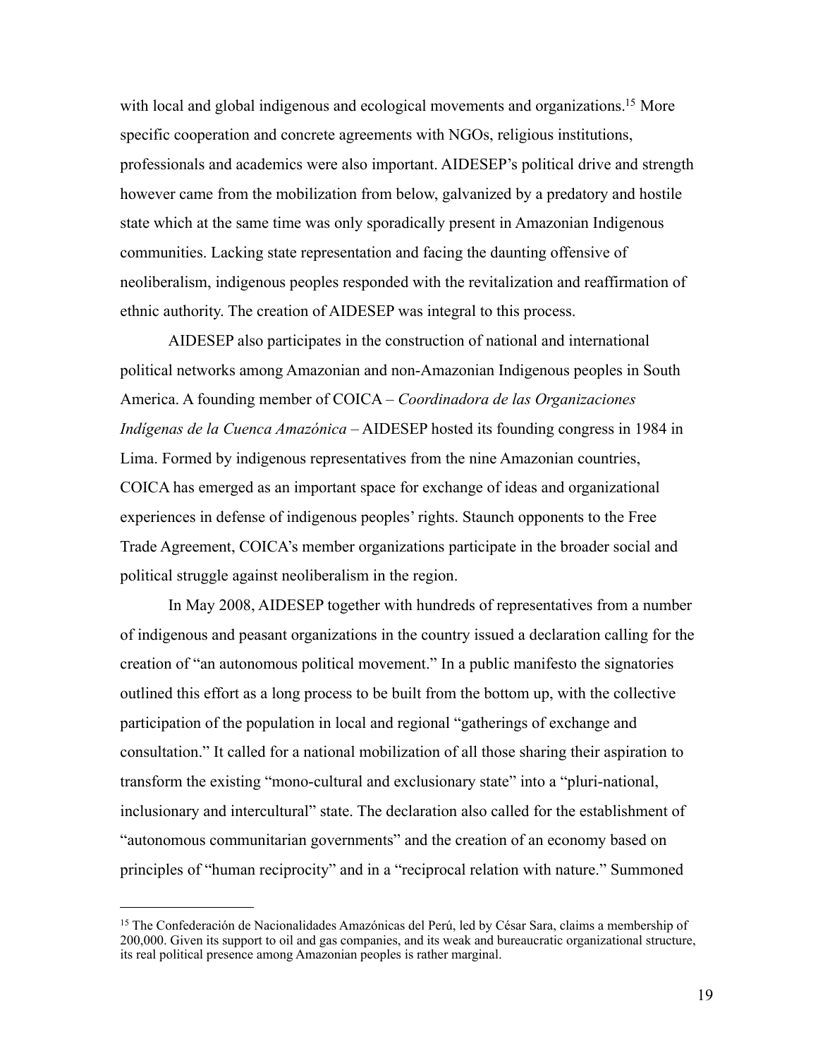with local and global indigenous and ecological movements and organizations.[15] More specific cooperation and concrete agreements with NGOs, religious institutions, professionals and academics were also important. AIDESEP's political drive and strength however came from the mobilization from below, galvanized by a predatory and hostile state which at the same time was only sporadically present in Amazonian Indigenous communities. Lacking state representation and facing the daunting offensive of neoliberalism, indigenous peoples responded with the revitalization and reaffirmation of ethnic authority. The creation of AIDESEP was integral to this process.

AIDESEP also participates in the construction of national and international political networks among Amazonian and non-Amazonian Indigenous peoples in South America. A founding member of COICA – *Coordinadora de las Organizaciones Indígenas de la Cuenca Amazónica* – AIDESEP hosted its founding congress in 1984 in Lima. Formed by indigenous representatives from the nine Amazonian countries, COICA has emerged as an important space for exchange of ideas and organizational experiences in defense of indigenous peoples' rights. Staunch opponents to the Free Trade Agreement, COICA's member organizations participate in the broader social and political struggle against neoliberalism in the region.

In May 2008, AIDESEP together with hundreds of representatives from a number of indigenous and peasant organizations in the country issued a declaration calling for the creation of "an autonomous political movement." In a public manifesto the signatories outlined this effort as a long process to be built from the bottom up, with the collective participation of the population in local and regional "gatherings of exchange and consultation." It called for a national mobilization of all those sharing their aspiration to transform the existing "mono-cultural and exclusionary state" into a "pluri-national, inclusionary and intercultural" state. The declaration also called for the establishment of "autonomous communitarian governments" and the creation of an economy based on principles of "human reciprocity" and in a "reciprocal relation with nature." Summoned

[15] The Confederación de Nacionalidades Amazónicas del Perú, led by César Sara, claims a membership of 200,000. Given its support to oil and gas companies, and its weak and bureaucratic organizational structure, its real political presence among Amazonian peoples is rather marginal.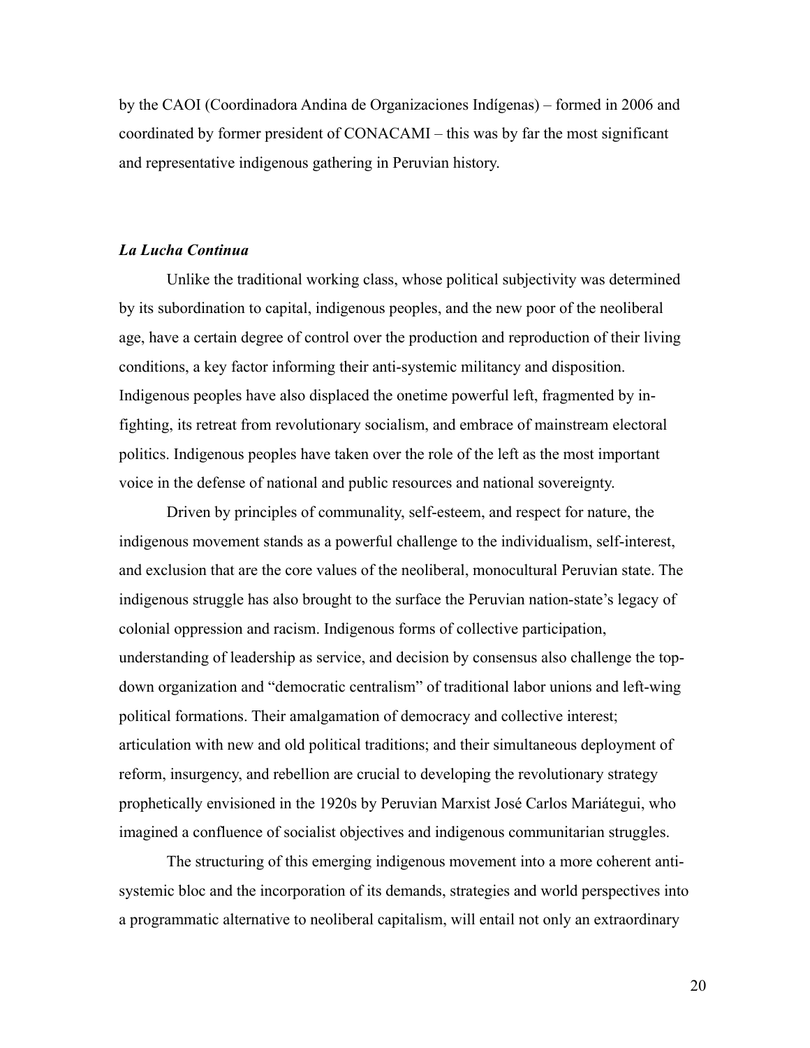by the CAOI (Coordinadora Andina de Organizaciones Indígenas) – formed in 2006 and coordinated by former president of CONACAMI – this was by far the most significant and representative indigenous gathering in Peruvian history.

### *La Lucha Continua*

Unlike the traditional working class, whose political subjectivity was determined by its subordination to capital, indigenous peoples, and the new poor of the neoliberal age, have a certain degree of control over the production and reproduction of their living conditions, a key factor informing their anti-systemic militancy and disposition. Indigenous peoples have also displaced the onetime powerful left, fragmented by in-fighting, its retreat from revolutionary socialism, and embrace of mainstream electoral politics. Indigenous peoples have taken over the role of the left as the most important voice in the defense of national and public resources and national sovereignty.

Driven by principles of communality, self-esteem, and respect for nature, the indigenous movement stands as a powerful challenge to the individualism, self-interest, and exclusion that are the core values of the neoliberal, monocultural Peruvian state. The indigenous struggle has also brought to the surface the Peruvian nation-state's legacy of colonial oppression and racism. Indigenous forms of collective participation, understanding of leadership as service, and decision by consensus also challenge the top-down organization and "democratic centralism" of traditional labor unions and left-wing political formations. Their amalgamation of democracy and collective interest; articulation with new and old political traditions; and their simultaneous deployment of reform, insurgency, and rebellion are crucial to developing the revolutionary strategy prophetically envisioned in the 1920s by Peruvian Marxist José Carlos Mariátegui, who imagined a confluence of socialist objectives and indigenous communitarian struggles.

The structuring of this emerging indigenous movement into a more coherent anti-systemic bloc and the incorporation of its demands, strategies and world perspectives into a programmatic alternative to neoliberal capitalism, will entail not only an extraordinary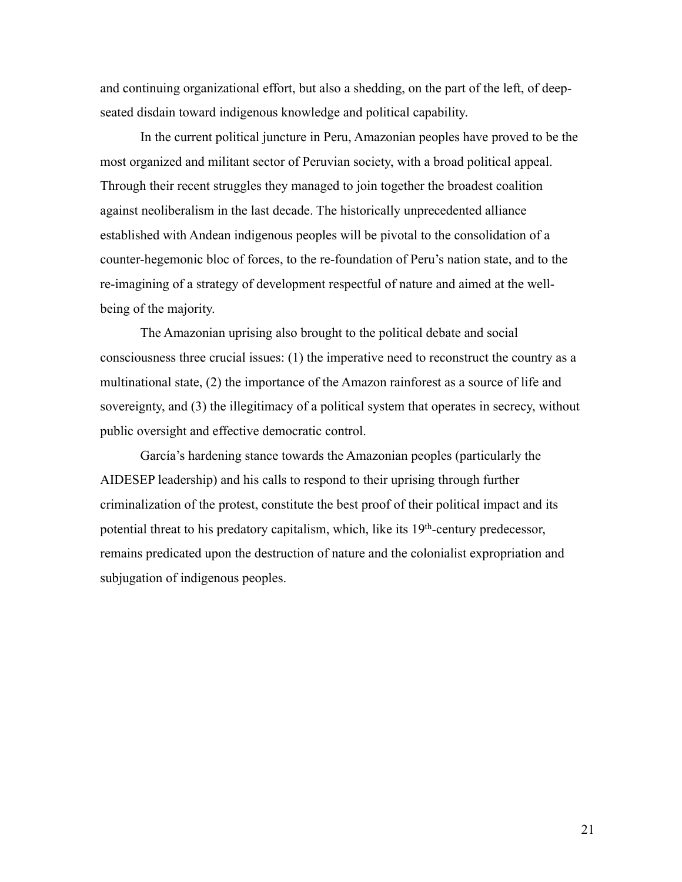and continuing organizational effort, but also a shedding, on the part of the left, of deep-seated disdain toward indigenous knowledge and political capability.

In the current political juncture in Peru, Amazonian peoples have proved to be the most organized and militant sector of Peruvian society, with a broad political appeal. Through their recent struggles they managed to join together the broadest coalition against neoliberalism in the last decade. The historically unprecedented alliance established with Andean indigenous peoples will be pivotal to the consolidation of a counter-hegemonic bloc of forces, to the re-foundation of Peru's nation state, and to the re-imagining of a strategy of development respectful of nature and aimed at the well-being of the majority.

The Amazonian uprising also brought to the political debate and social consciousness three crucial issues: (1) the imperative need to reconstruct the country as a multinational state, (2) the importance of the Amazon rainforest as a source of life and sovereignty, and (3) the illegitimacy of a political system that operates in secrecy, without public oversight and effective democratic control.

García's hardening stance towards the Amazonian peoples (particularly the AIDESEP leadership) and his calls to respond to their uprising through further criminalization of the protest, constitute the best proof of their political impact and its potential threat to his predatory capitalism, which, like its 19th-century predecessor, remains predicated upon the destruction of nature and the colonialist expropriation and subjugation of indigenous peoples.